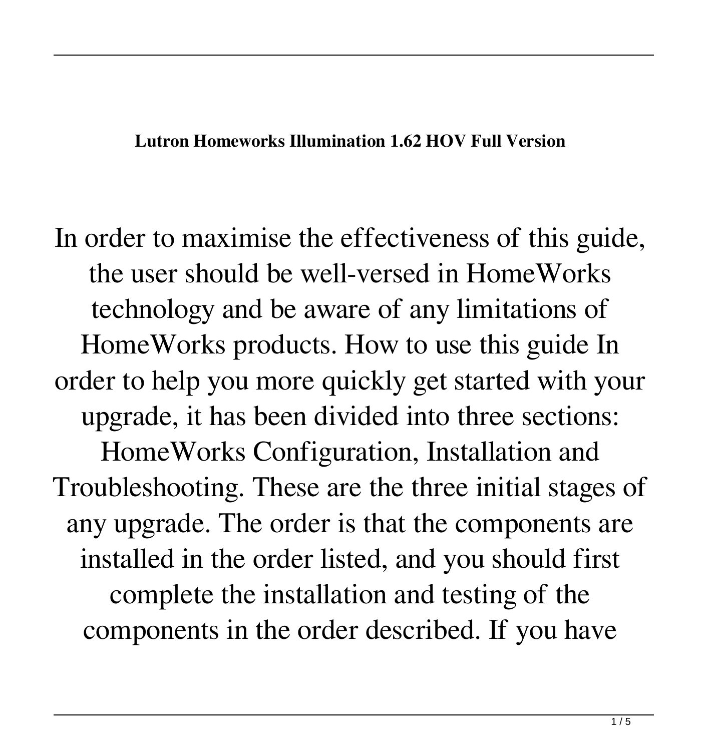**Lutron Homeworks Illumination 1.62 HOV Full Version**

In order to maximise the effectiveness of this guide, the user should be well-versed in HomeWorks technology and be aware of any limitations of HomeWorks products. How to use this guide In order to help you more quickly get started with your upgrade, it has been divided into three sections: HomeWorks Configuration, Installation and Troubleshooting. These are the three initial stages of any upgrade. The order is that the components are installed in the order listed, and you should first complete the installation and testing of the components in the order described. If you have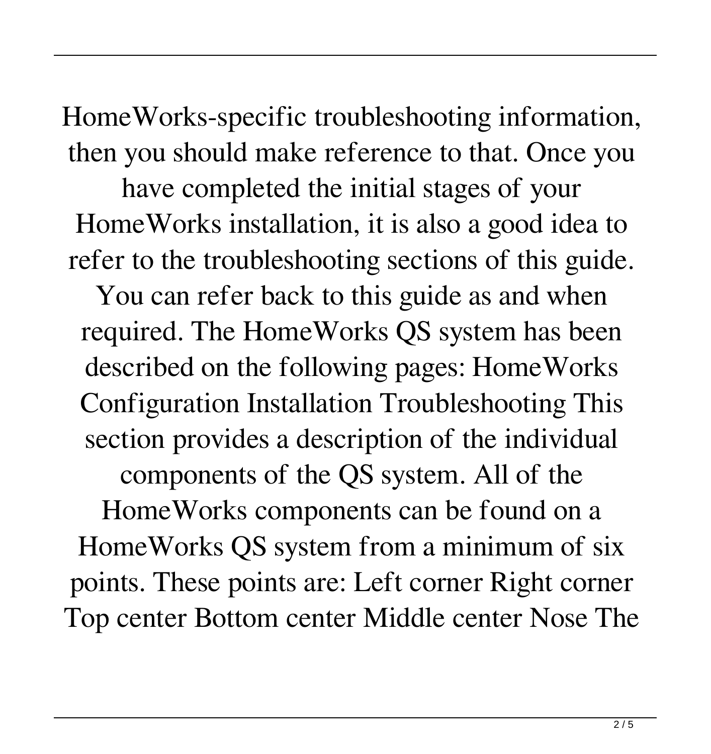HomeWorks-specific troubleshooting information, then you should make reference to that. Once you have completed the initial stages of your HomeWorks installation, it is also a good idea to refer to the troubleshooting sections of this guide. You can refer back to this guide as and when required. The HomeWorks QS system has been described on the following pages: HomeWorks Configuration Installation Troubleshooting This section provides a description of the individual components of the QS system. All of the HomeWorks components can be found on a HomeWorks QS system from a minimum of six points. These points are: Left corner Right corner Top center Bottom center Middle center Nose The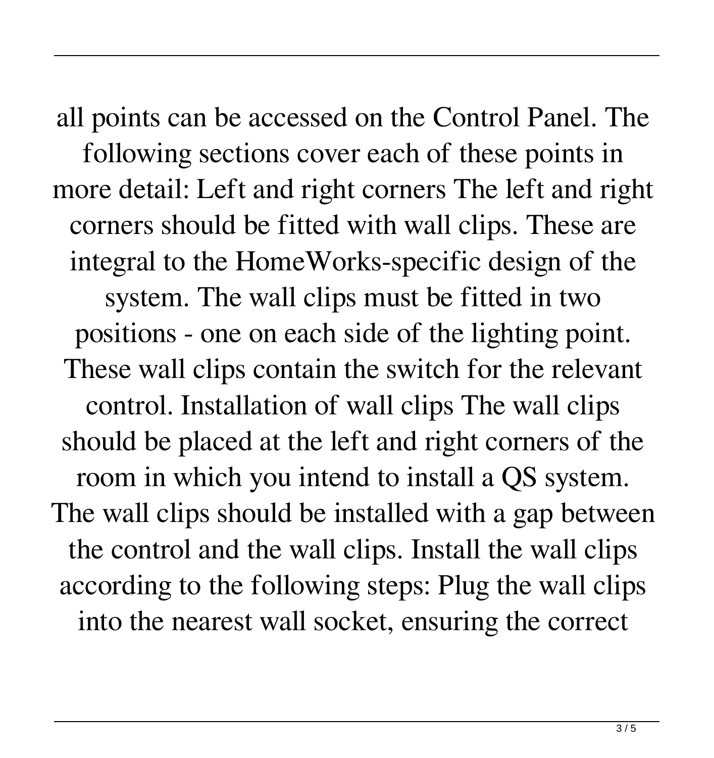all points can be accessed on the Control Panel. The following sections cover each of these points in more detail: Left and right corners The left and right corners should be fitted with wall clips. These are integral to the HomeWorks-specific design of the system. The wall clips must be fitted in two positions - one on each side of the lighting point. These wall clips contain the switch for the relevant control. Installation of wall clips The wall clips should be placed at the left and right corners of the room in which you intend to install a QS system. The wall clips should be installed with a gap between the control and the wall clips. Install the wall clips according to the following steps: Plug the wall clips into the nearest wall socket, ensuring the correct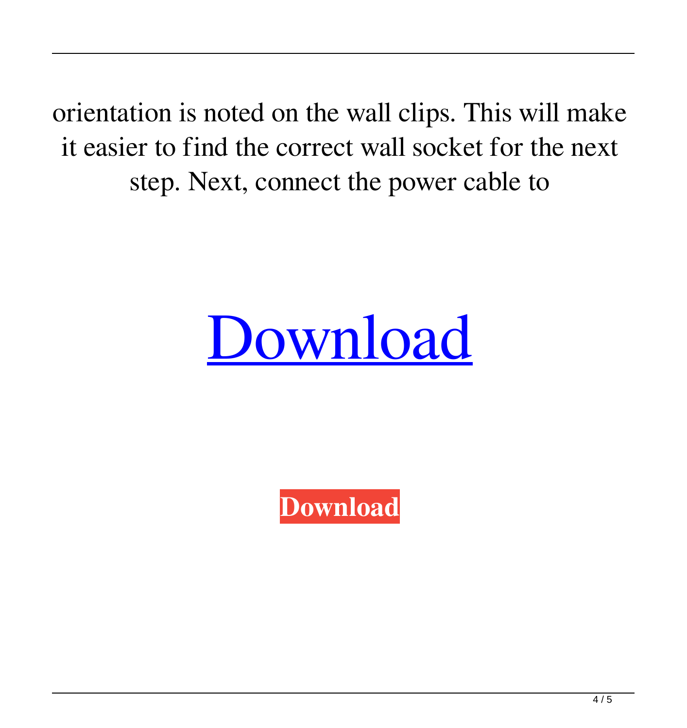orientation is noted on the wall clips. This will make it easier to find the correct wall socket for the next step. Next, connect the power cable to

Download

**Download**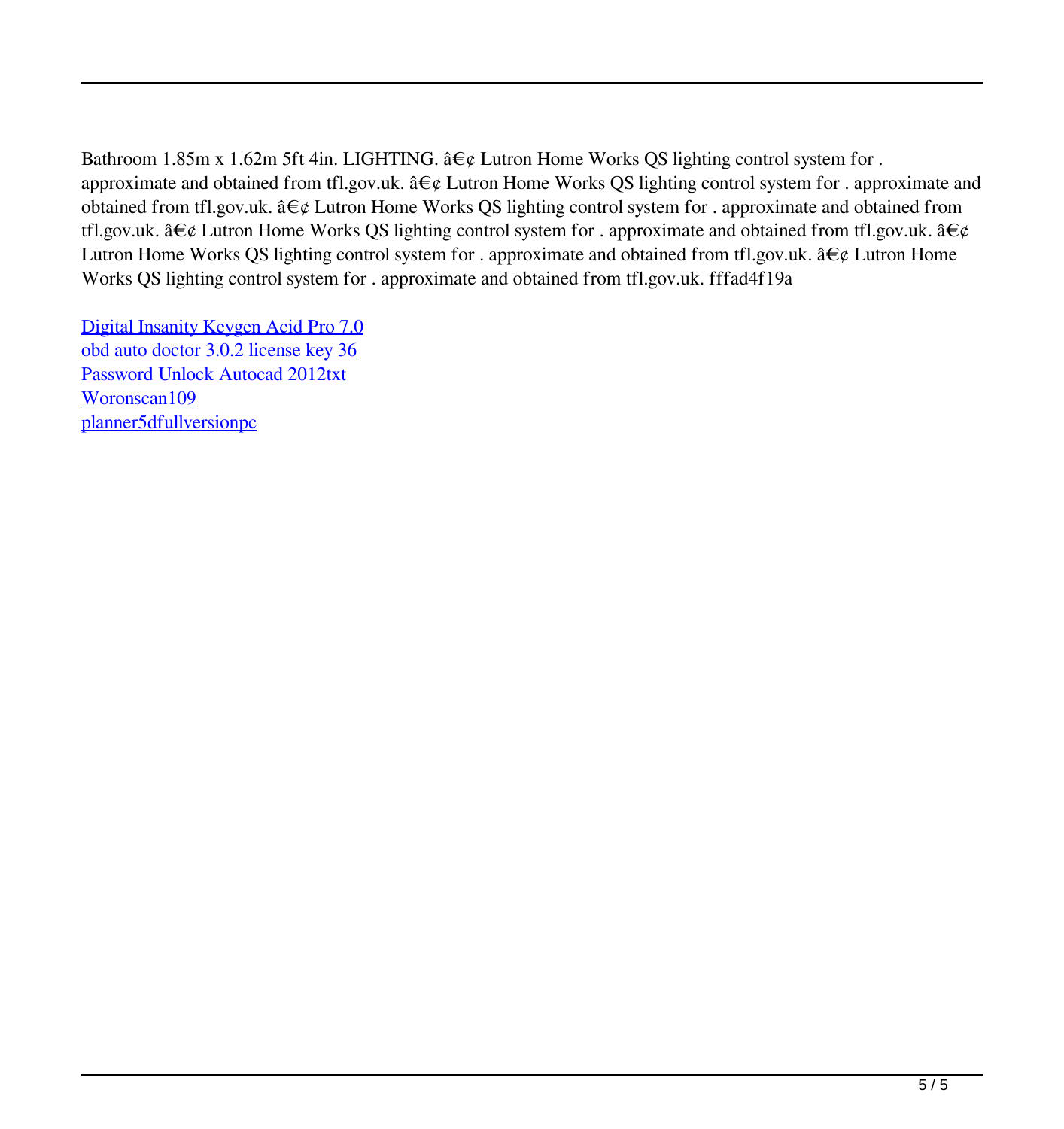Bathroom 1.85m x 1.62m 5ft 4in. LIGHTING. â€¢ Lutron Home Works QS lighting control system for . approximate and obtained from tfl.gov.uk. â€¢ Lutron Home Works QS lighting control system for . approximate and obtained from tfl.gov.uk. â€¢ Lutron Home Works QS lighting control system for . approximate and obtained from tfl.gov.uk. â€¢ Lutron Home Works QS lighting control system for . approximate and obtained from tfl.gov.uk. â€¢ Lutron Home Works QS lighting control system for . approximate and obtained from tfl.gov.uk. â€¢ Lutron Home Works QS lighting control system for . approximate and obtained from tfl.gov.uk. fffad4f19a

Digital Insanity Keygen Acid Pro 7.0
obd auto doctor 3.0.2 license key 36
Password Unlock Autocad 2012txt
Woronscan109
planner5dfullversionpc